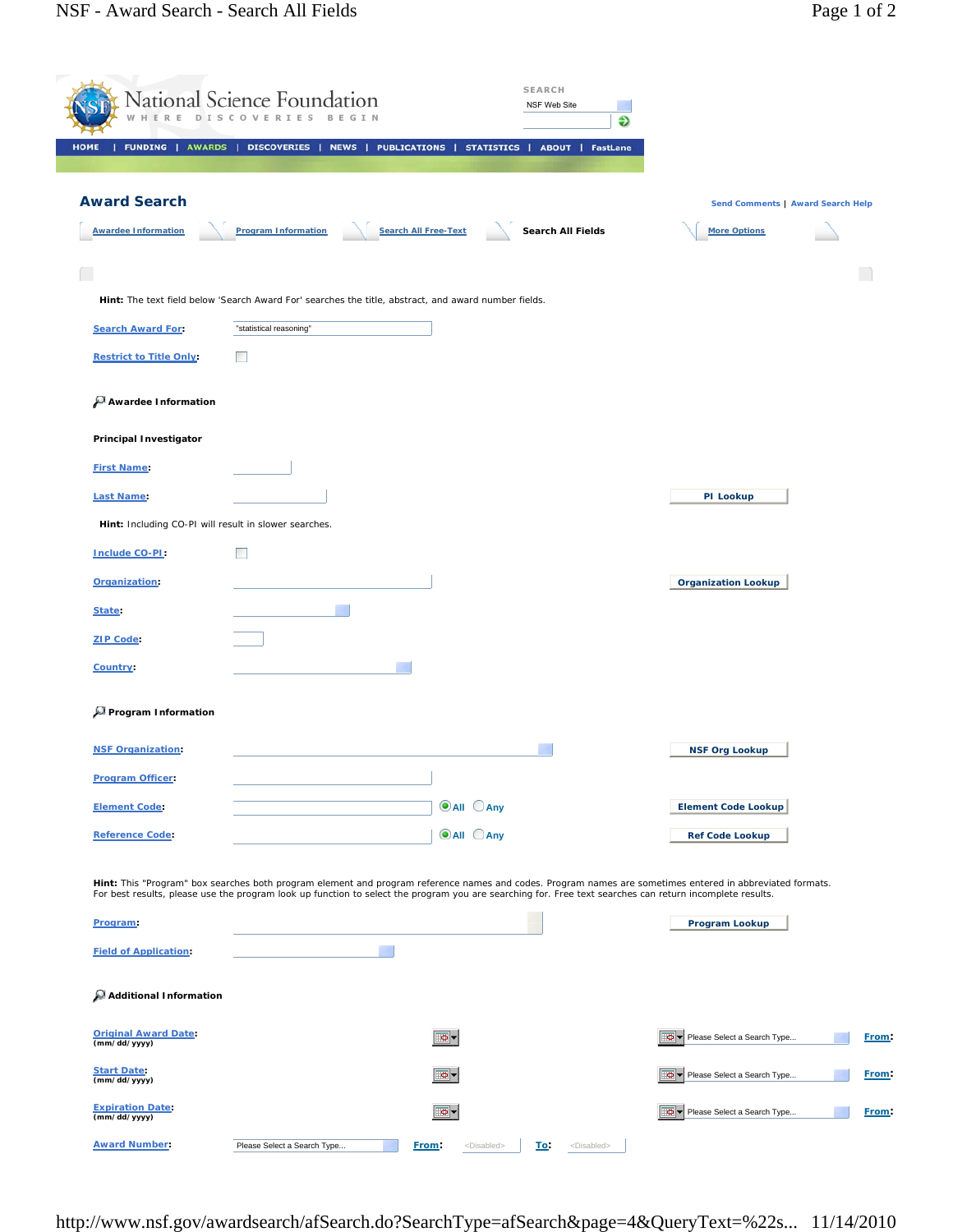National Science Foundation
WHERE DISCOVERIES BEGIN

SEARCH
NSF Web Site

HOME | FUNDING | AWARDS | DISCOVERIES | NEWS | PUBLICATIONS | STATISTICS | ABOUT | FastLane

## Award Search

Send Comments | Award Search Help

Awardee Information | Program Information | Search All Free-Text | **Search All Fields** | More Options

**Hint:** The text field below 'Search Award For' searches the title, abstract, and award number fields.

Search Award For: "statistical reasoning"

Restrict to Title Only:

### Awardee Information

**Principal Investigator**

First Name:

Last Name: PI Lookup

**Hint:** Including CO-PI will result in slower searches.

Include CO-PI:

Organization: Organization Lookup

State:

ZIP Code:

Country:

### Program Information

NSF Organization: NSF Org Lookup

Program Officer:

Element Code: All Any Element Code Lookup

Reference Code: All Any Ref Code Lookup

**Hint:** This "Program" box searches both program element and program reference names and codes. Program names are sometimes entered in abbreviated formats. For best results, please use the program look up function to select the program you are searching for. Free text searches can return incomplete results.

Program: Program Lookup

Field of Application:

### Additional Information

Original Award Date: (mm/dd/yyyy) Please Select a Search Type... From:

Start Date: (mm/dd/yyyy) Please Select a Search Type... From:

Expiration Date: (mm/dd/yyyy) Please Select a Search Type... From:

Award Number: Please Select a Search Type... From: <Disabled> To: <Disabled>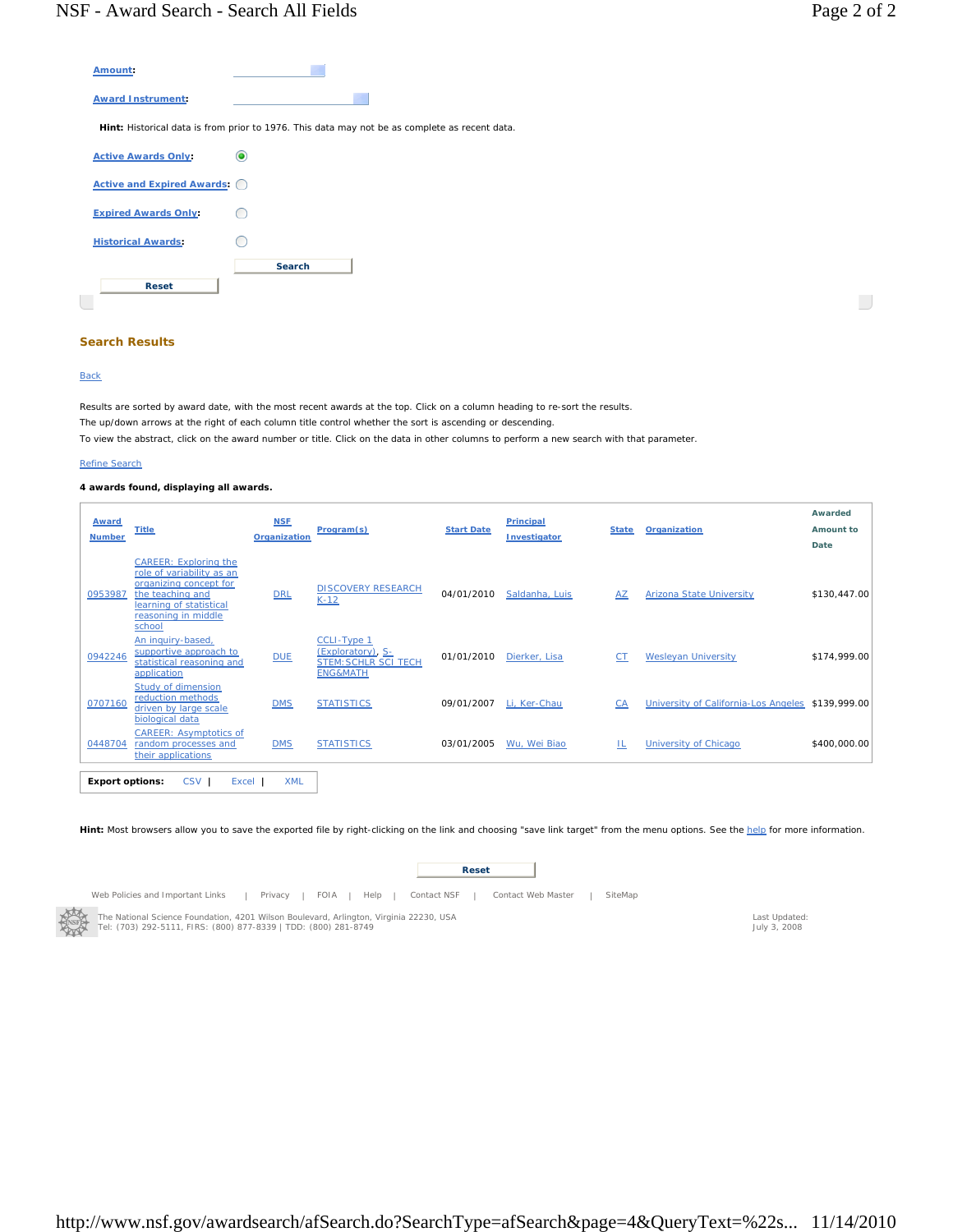**Amount**:

**Award Instrument**:

**Hint:** Historical data is from prior to 1976. This data may not be as complete as recent data.

**Active Awards Only**: (selected)

**Active and Expired Awards**:

**Expired Awards Only**:

**Historical Awards**:

Search

Reset

## Search Results

Back

Results are sorted by award date, with the most recent awards at the top. Click on a column heading to re-sort the results.
The up/down arrows at the right of each column title control whether the sort is ascending or descending.
To view the abstract, click on the award number or title. Click on the data in other columns to perform a new search with that parameter.

Refine Search

**4 awards found, displaying all awards.**

| Award Number | Title | NSF Organization | Program(s) | Start Date | Principal Investigator | State | Organization | Awarded Amount to Date |
|---|---|---|---|---|---|---|---|---|
| 0953987 | CAREER: Exploring the role of variability as an organizing concept for the teaching and learning of statistical reasoning in middle school | DRL | DISCOVERY RESEARCH K-12 | 04/01/2010 | Saldanha, Luis | AZ | Arizona State University | $130,447.00 |
| 0942246 | An inquiry-based, supportive approach to statistical reasoning and application | DUE | CCLI-Type 1 (Exploratory), S-STEM:SCHLR SCI TECH ENG&MATH | 01/01/2010 | Dierker, Lisa | CT | Wesleyan University | $174,999.00 |
| 0707160 | Study of dimension reduction methods driven by large scale biological data | DMS | STATISTICS | 09/01/2007 | Li, Ker-Chau | CA | University of California-Los Angeles | $139,999.00 |
| 0448704 | CAREER: Asymptotics of random processes and their applications | DMS | STATISTICS | 03/01/2005 | Wu, Wei Biao | IL | University of Chicago | $400,000.00 |

**Export options:** CSV | Excel | XML

**Hint:** Most browsers allow you to save the exported file by right-clicking on the link and choosing "save link target" from the menu options. See the help for more information.

Reset

Web Policies and Important Links | Privacy | FOIA | Help | Contact NSF | Contact Web Master | SiteMap

The National Science Foundation, 4201 Wilson Boulevard, Arlington, Virginia 22230, USA
Tel: (703) 292-5111, FIRS: (800) 877-8339 | TDD: (800) 281-8749

Last Updated:
July 3, 2008